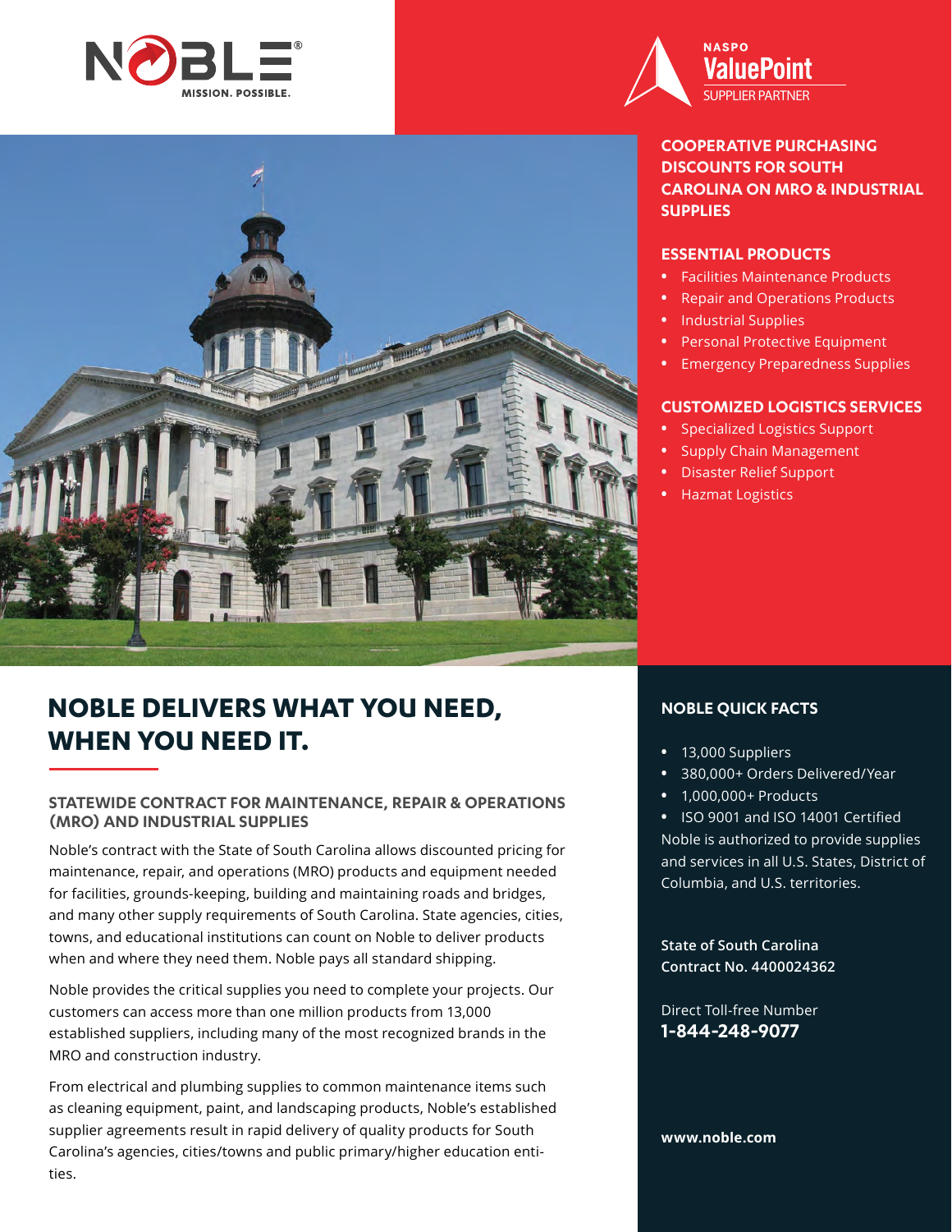NOBLE
MISSION. POSSIBLE.

NASPO ValuePoint SUPPLIER PARTNER

## COOPERATIVE PURCHASING DISCOUNTS FOR SOUTH CAROLINA ON MRO & INDUSTRIAL SUPPLIES

### ESSENTIAL PRODUCTS

- Facilities Maintenance Products
- Repair and Operations Products
- Industrial Supplies
- Personal Protective Equipment
- Emergency Preparedness Supplies

### CUSTOMIZED LOGISTICS SERVICES

- Specialized Logistics Support
- Supply Chain Management
- Disaster Relief Support
- Hazmat Logistics

# NOBLE DELIVERS WHAT YOU NEED, WHEN YOU NEED IT.

### STATEWIDE CONTRACT FOR MAINTENANCE, REPAIR & OPERATIONS (MRO) AND INDUSTRIAL SUPPLIES

Noble's contract with the State of South Carolina allows discounted pricing for maintenance, repair, and operations (MRO) products and equipment needed for facilities, grounds-keeping, building and maintaining roads and bridges, and many other supply requirements of South Carolina. State agencies, cities, towns, and educational institutions can count on Noble to deliver products when and where they need them. Noble pays all standard shipping.

Noble provides the critical supplies you need to complete your projects. Our customers can access more than one million products from 13,000 established suppliers, including many of the most recognized brands in the MRO and construction industry.

From electrical and plumbing supplies to common maintenance items such as cleaning equipment, paint, and landscaping products, Noble's established supplier agreements result in rapid delivery of quality products for South Carolina's agencies, cities/towns and public primary/higher education entities.

### NOBLE QUICK FACTS

- 13,000 Suppliers
- 380,000+ Orders Delivered/Year
- 1,000,000+ Products
- ISO 9001 and ISO 14001 Certified

Noble is authorized to provide supplies and services in all U.S. States, District of Columbia, and U.S. territories.

**State of South Carolina**
**Contract No. 4400024362**

Direct Toll-free Number
**1-844-248-9077**

**www.noble.com**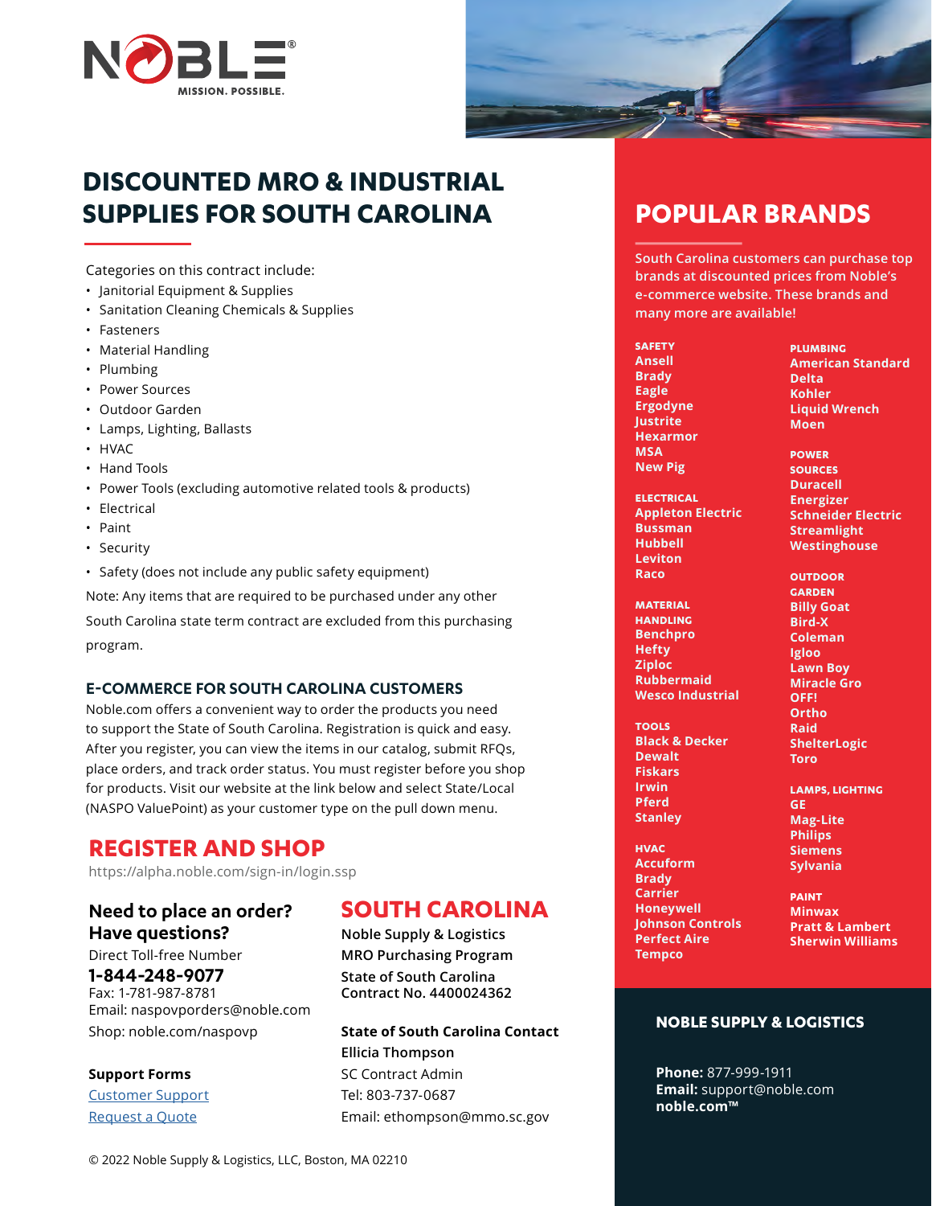# DISCOUNTED MRO & INDUSTRIAL SUPPLIES FOR SOUTH CAROLINA

Categories on this contract include:

- Janitorial Equipment & Supplies
- Sanitation Cleaning Chemicals & Supplies
- Fasteners
- Material Handling
- Plumbing
- Power Sources
- Outdoor Garden
- Lamps, Lighting, Ballasts
- HVAC
- Hand Tools
- Power Tools (excluding automotive related tools & products)
- Electrical
- Paint
- Security
- Safety (does not include any public safety equipment)

Note: Any items that are required to be purchased under any other South Carolina state term contract are excluded from this purchasing program.

### E-COMMERCE FOR SOUTH CAROLINA CUSTOMERS

Noble.com offers a convenient way to order the products you need to support the State of South Carolina. Registration is quick and easy. After you register, you can view the items in our catalog, submit RFQs, place orders, and track order status. You must register before you shop for products. Visit our website at the link below and select State/Local (NASPO ValuePoint) as your customer type on the pull down menu.

## REGISTER AND SHOP

https://alpha.noble.com/sign-in/login.ssp

### Need to place an order? Have questions?

Direct Toll-free Number
**1-844-248-9077**
Fax: 1-781-987-8781
Email: naspovporders@noble.com
Shop: noble.com/naspovp

**Support Forms**
Customer Support
Request a Quote

## SOUTH CAROLINA

**Noble Supply & Logistics**
**MRO Purchasing Program**
**State of South Carolina**
**Contract No. 4400024362**

**State of South Carolina Contact**
**Ellicia Thompson**
SC Contract Admin
Tel: 803-737-0687
Email: ethompson@mmo.sc.gov

© 2022 Noble Supply & Logistics, LLC, Boston, MA 02210

## POPULAR BRANDS

South Carolina customers can purchase top brands at discounted prices from Noble's e-commerce website. These brands and many more are available!

**SAFETY**
Ansell
Brady
Eagle
Ergodyne
Justrite
Hexarmor
MSA
New Pig

**ELECTRICAL**
Appleton Electric
Bussman
Hubbell
Leviton
Raco

**MATERIAL HANDLING**
Benchpro
Hefty
Ziploc
Rubbermaid
Wesco Industrial

**TOOLS**
Black & Decker
Dewalt
Fiskars
Irwin
Pferd
Stanley

**HVAC**
Accuform
Brady
Carrier
Honeywell
Johnson Controls
Perfect Aire
Tempco

**PLUMBING**
American Standard
Delta
Kohler
Liquid Wrench
Moen

**POWER SOURCES**
Duracell
Energizer
Schneider Electric
Streamlight
Westinghouse

**OUTDOOR GARDEN**
Billy Goat
Bird-X
Coleman
Igloo
Lawn Boy
Miracle Gro
OFF!
Ortho
Raid
ShelterLogic
Toro

**LAMPS, LIGHTING**
GE
Mag-Lite
Philips
Siemens
Sylvania

**PAINT**
Minwax
Pratt & Lambert
Sherwin Williams

### NOBLE SUPPLY & LOGISTICS

**Phone:** 877-999-1911
**Email:** support@noble.com
**noble.com™**